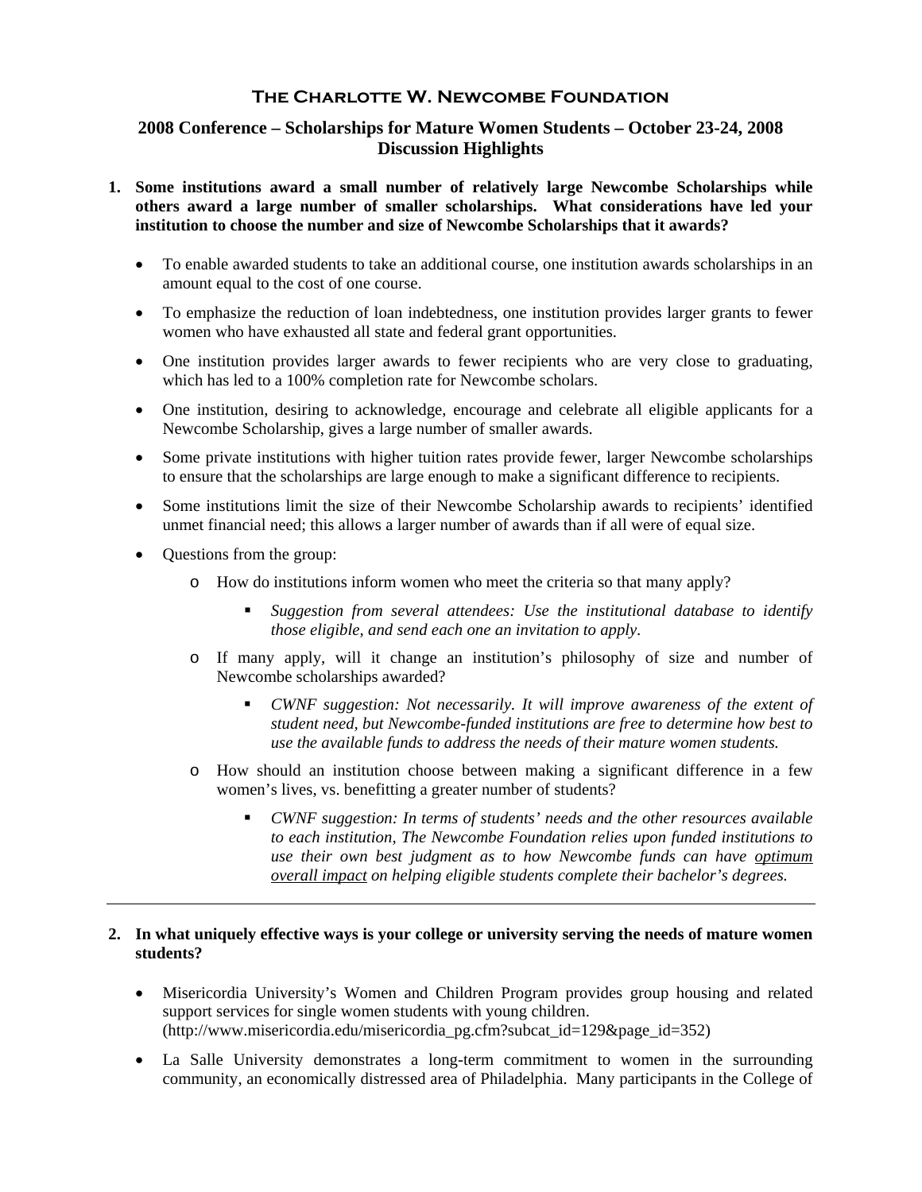# The Charlotte W. Newcombe Foundation

## 2008 Conference – Scholarships for Mature Women Students – October 23-24, 2008
## Discussion Highlights

**1. Some institutions award a small number of relatively large Newcombe Scholarships while others award a large number of smaller scholarships. What considerations have led your institution to choose the number and size of Newcombe Scholarships that it awards?**

- To enable awarded students to take an additional course, one institution awards scholarships in an amount equal to the cost of one course.
- To emphasize the reduction of loan indebtedness, one institution provides larger grants to fewer women who have exhausted all state and federal grant opportunities.
- One institution provides larger awards to fewer recipients who are very close to graduating, which has led to a 100% completion rate for Newcombe scholars.
- One institution, desiring to acknowledge, encourage and celebrate all eligible applicants for a Newcombe Scholarship, gives a large number of smaller awards.
- Some private institutions with higher tuition rates provide fewer, larger Newcombe scholarships to ensure that the scholarships are large enough to make a significant difference to recipients.
- Some institutions limit the size of their Newcombe Scholarship awards to recipients' identified unmet financial need; this allows a larger number of awards than if all were of equal size.
- Questions from the group:
  - How do institutions inform women who meet the criteria so that many apply?
    - *Suggestion from several attendees: Use the institutional database to identify those eligible, and send each one an invitation to apply.*
  - If many apply, will it change an institution's philosophy of size and number of Newcombe scholarships awarded?
    - *CWNF suggestion: Not necessarily. It will improve awareness of the extent of student need, but Newcombe-funded institutions are free to determine how best to use the available funds to address the needs of their mature women students.*
  - How should an institution choose between making a significant difference in a few women's lives, vs. benefitting a greater number of students?
    - *CWNF suggestion: In terms of students' needs and the other resources available to each institution, The Newcombe Foundation relies upon funded institutions to use their own best judgment as to how Newcombe funds can have <u>optimum overall impact</u> on helping eligible students complete their bachelor's degrees.*

---

**2. In what uniquely effective ways is your college or university serving the needs of mature women students?**

- Misericordia University's Women and Children Program provides group housing and related support services for single women students with young children. (http://www.misericordia.edu/misericordia_pg.cfm?subcat_id=129&page_id=352)
- La Salle University demonstrates a long-term commitment to women in the surrounding community, an economically distressed area of Philadelphia. Many participants in the College of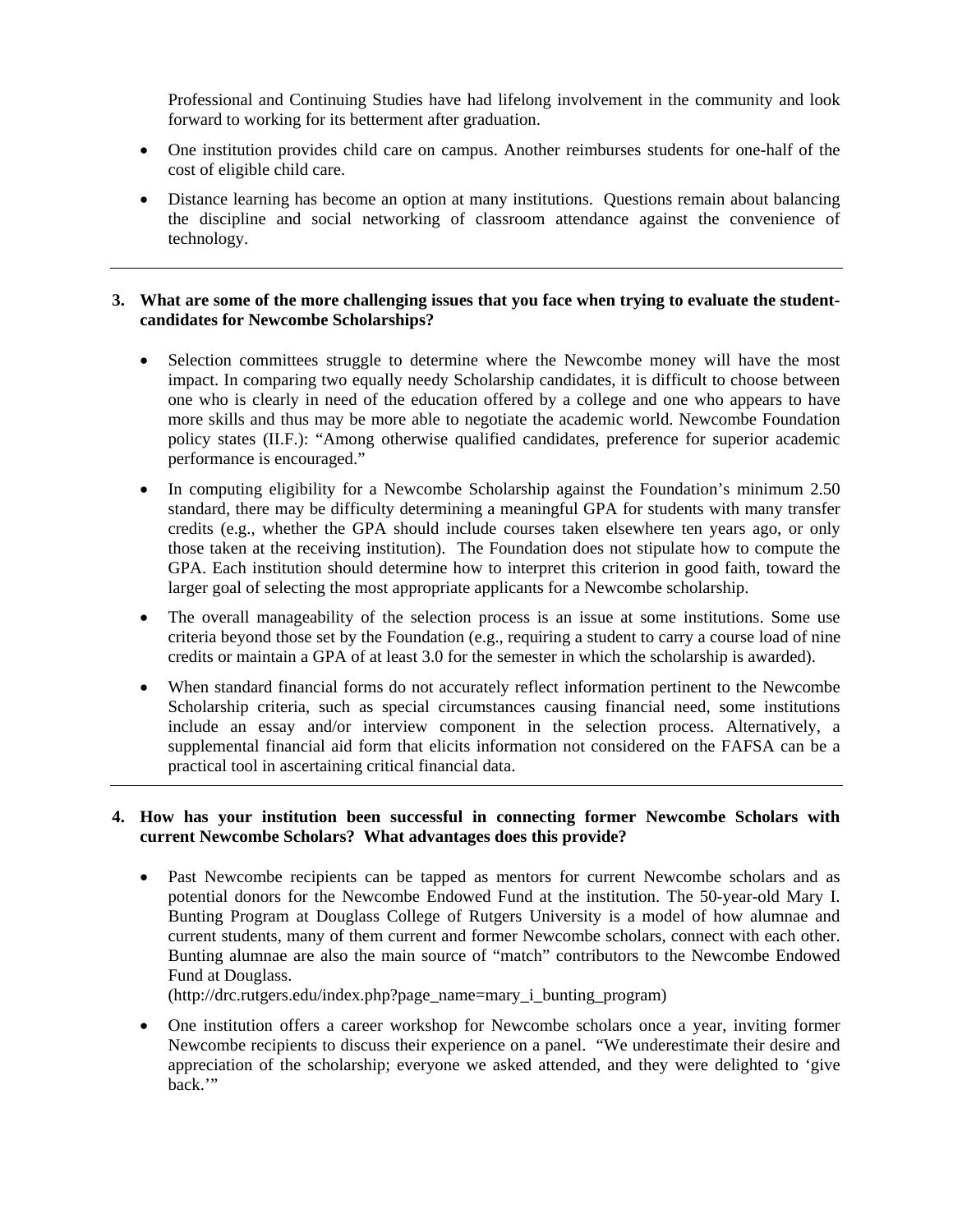Professional and Continuing Studies have had lifelong involvement in the community and look forward to working for its betterment after graduation.

- One institution provides child care on campus. Another reimburses students for one-half of the cost of eligible child care.
- Distance learning has become an option at many institutions. Questions remain about balancing the discipline and social networking of classroom attendance against the convenience of technology.

---

**3. What are some of the more challenging issues that you face when trying to evaluate the student-candidates for Newcombe Scholarships?**

- Selection committees struggle to determine where the Newcombe money will have the most impact. In comparing two equally needy Scholarship candidates, it is difficult to choose between one who is clearly in need of the education offered by a college and one who appears to have more skills and thus may be more able to negotiate the academic world. Newcombe Foundation policy states (II.F.): "Among otherwise qualified candidates, preference for superior academic performance is encouraged."
- In computing eligibility for a Newcombe Scholarship against the Foundation's minimum 2.50 standard, there may be difficulty determining a meaningful GPA for students with many transfer credits (e.g., whether the GPA should include courses taken elsewhere ten years ago, or only those taken at the receiving institution). The Foundation does not stipulate how to compute the GPA. Each institution should determine how to interpret this criterion in good faith, toward the larger goal of selecting the most appropriate applicants for a Newcombe scholarship.
- The overall manageability of the selection process is an issue at some institutions. Some use criteria beyond those set by the Foundation (e.g., requiring a student to carry a course load of nine credits or maintain a GPA of at least 3.0 for the semester in which the scholarship is awarded).
- When standard financial forms do not accurately reflect information pertinent to the Newcombe Scholarship criteria, such as special circumstances causing financial need, some institutions include an essay and/or interview component in the selection process. Alternatively, a supplemental financial aid form that elicits information not considered on the FAFSA can be a practical tool in ascertaining critical financial data.

---

**4. How has your institution been successful in connecting former Newcombe Scholars with current Newcombe Scholars? What advantages does this provide?**

- Past Newcombe recipients can be tapped as mentors for current Newcombe scholars and as potential donors for the Newcombe Endowed Fund at the institution. The 50-year-old Mary I. Bunting Program at Douglass College of Rutgers University is a model of how alumnae and current students, many of them current and former Newcombe scholars, connect with each other. Bunting alumnae are also the main source of "match" contributors to the Newcombe Endowed Fund at Douglass. (http://drc.rutgers.edu/index.php?page_name=mary_i_bunting_program)
- One institution offers a career workshop for Newcombe scholars once a year, inviting former Newcombe recipients to discuss their experience on a panel. "We underestimate their desire and appreciation of the scholarship; everyone we asked attended, and they were delighted to 'give back.'"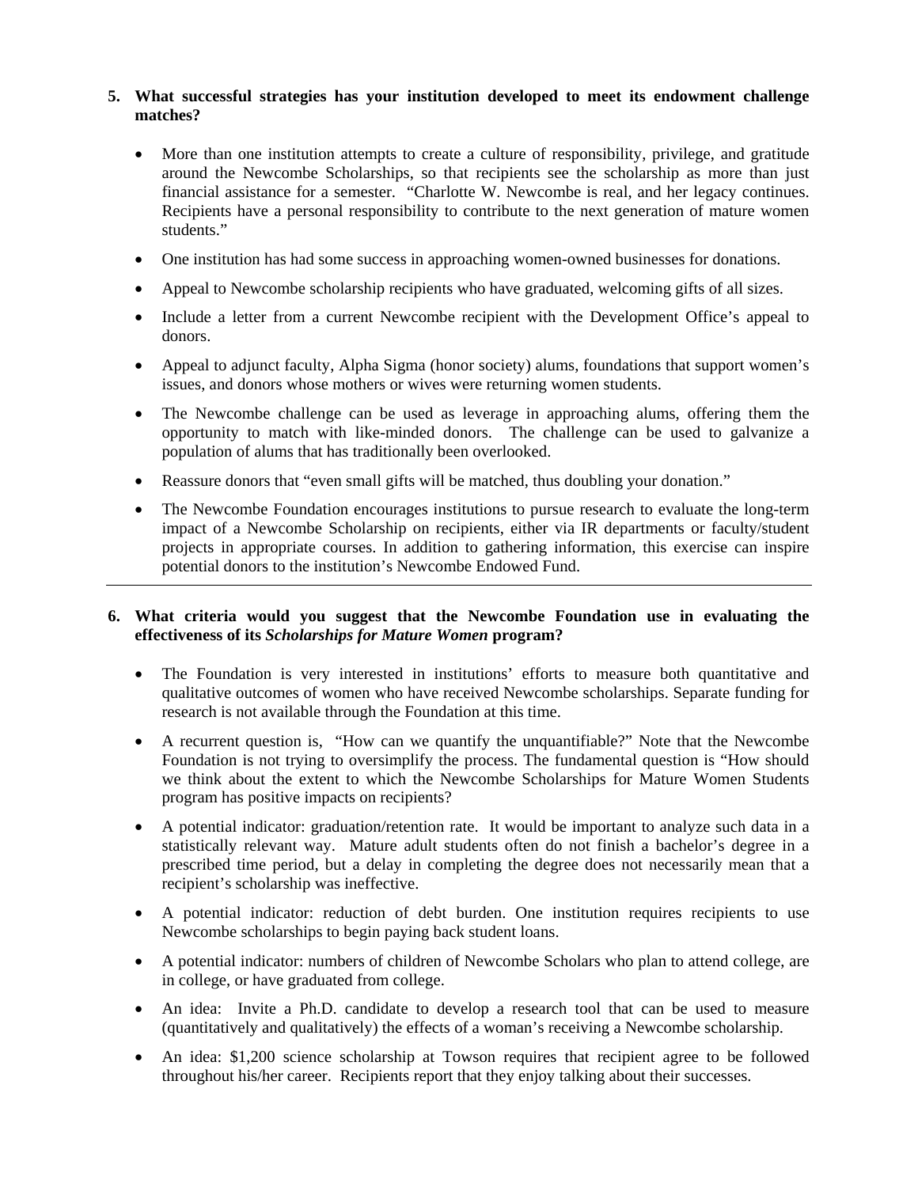5. **What successful strategies has your institution developed to meet its endowment challenge matches?**

- More than one institution attempts to create a culture of responsibility, privilege, and gratitude around the Newcombe Scholarships, so that recipients see the scholarship as more than just financial assistance for a semester. "Charlotte W. Newcombe is real, and her legacy continues. Recipients have a personal responsibility to contribute to the next generation of mature women students."
- One institution has had some success in approaching women-owned businesses for donations.
- Appeal to Newcombe scholarship recipients who have graduated, welcoming gifts of all sizes.
- Include a letter from a current Newcombe recipient with the Development Office's appeal to donors.
- Appeal to adjunct faculty, Alpha Sigma (honor society) alums, foundations that support women's issues, and donors whose mothers or wives were returning women students.
- The Newcombe challenge can be used as leverage in approaching alums, offering them the opportunity to match with like-minded donors. The challenge can be used to galvanize a population of alums that has traditionally been overlooked.
- Reassure donors that "even small gifts will be matched, thus doubling your donation."
- The Newcombe Foundation encourages institutions to pursue research to evaluate the long-term impact of a Newcombe Scholarship on recipients, either via IR departments or faculty/student projects in appropriate courses. In addition to gathering information, this exercise can inspire potential donors to the institution's Newcombe Endowed Fund.

---

6. **What criteria would you suggest that the Newcombe Foundation use in evaluating the effectiveness of its *Scholarships for Mature Women* program?**

- The Foundation is very interested in institutions' efforts to measure both quantitative and qualitative outcomes of women who have received Newcombe scholarships. Separate funding for research is not available through the Foundation at this time.
- A recurrent question is, "How can we quantify the unquantifiable?" Note that the Newcombe Foundation is not trying to oversimplify the process. The fundamental question is "How should we think about the extent to which the Newcombe Scholarships for Mature Women Students program has positive impacts on recipients?
- A potential indicator: graduation/retention rate. It would be important to analyze such data in a statistically relevant way. Mature adult students often do not finish a bachelor's degree in a prescribed time period, but a delay in completing the degree does not necessarily mean that a recipient's scholarship was ineffective.
- A potential indicator: reduction of debt burden. One institution requires recipients to use Newcombe scholarships to begin paying back student loans.
- A potential indicator: numbers of children of Newcombe Scholars who plan to attend college, are in college, or have graduated from college.
- An idea: Invite a Ph.D. candidate to develop a research tool that can be used to measure (quantitatively and qualitatively) the effects of a woman's receiving a Newcombe scholarship.
- An idea: $1,200 science scholarship at Towson requires that recipient agree to be followed throughout his/her career. Recipients report that they enjoy talking about their successes.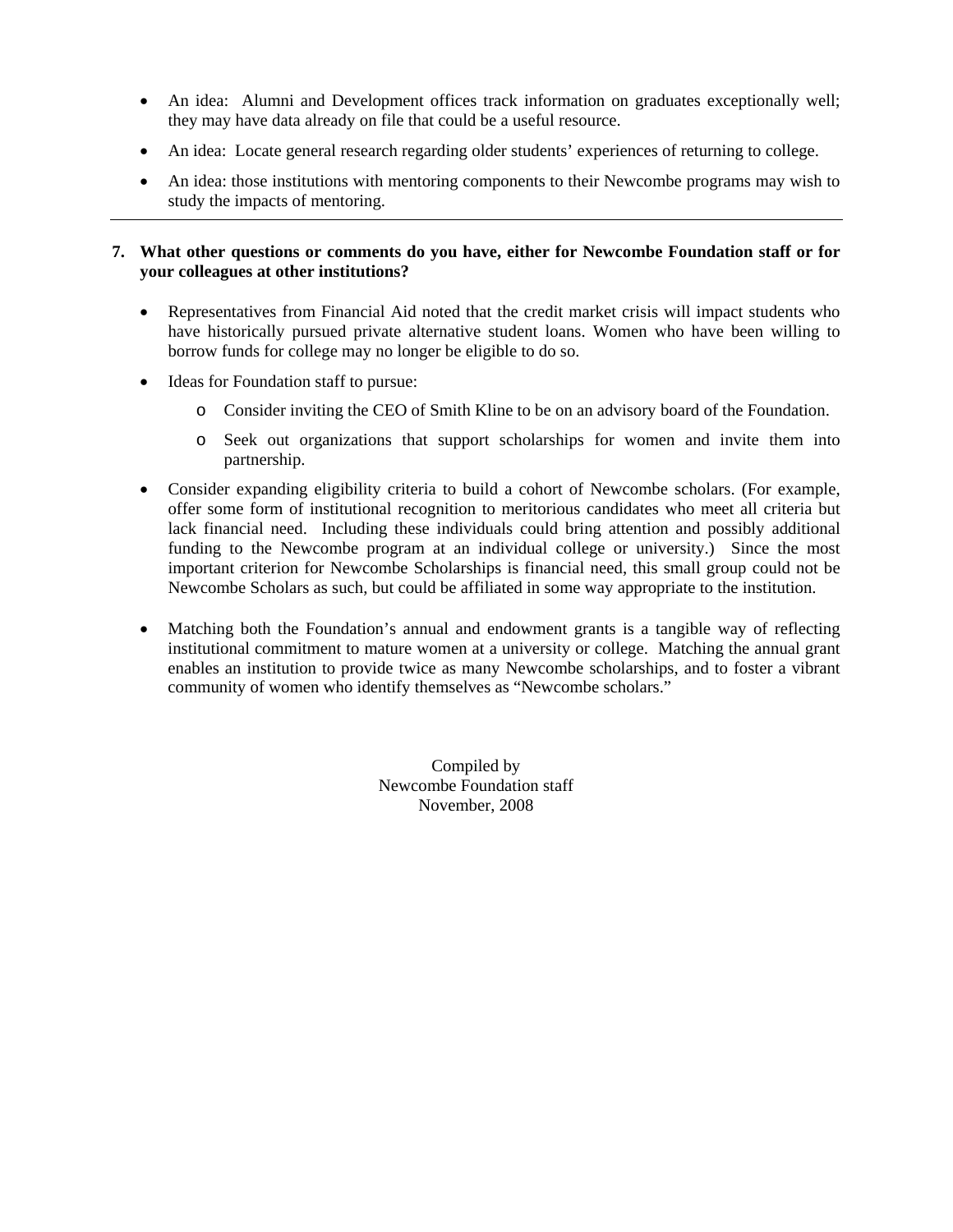- An idea: Alumni and Development offices track information on graduates exceptionally well; they may have data already on file that could be a useful resource.
- An idea: Locate general research regarding older students' experiences of returning to college.
- An idea: those institutions with mentoring components to their Newcombe programs may wish to study the impacts of mentoring.

---

**7. What other questions or comments do you have, either for Newcombe Foundation staff or for your colleagues at other institutions?**

- Representatives from Financial Aid noted that the credit market crisis will impact students who have historically pursued private alternative student loans. Women who have been willing to borrow funds for college may no longer be eligible to do so.
- Ideas for Foundation staff to pursue:
    - Consider inviting the CEO of Smith Kline to be on an advisory board of the Foundation.
    - Seek out organizations that support scholarships for women and invite them into partnership.
- Consider expanding eligibility criteria to build a cohort of Newcombe scholars. (For example, offer some form of institutional recognition to meritorious candidates who meet all criteria but lack financial need. Including these individuals could bring attention and possibly additional funding to the Newcombe program at an individual college or university.) Since the most important criterion for Newcombe Scholarships is financial need, this small group could not be Newcombe Scholars as such, but could be affiliated in some way appropriate to the institution.
- Matching both the Foundation's annual and endowment grants is a tangible way of reflecting institutional commitment to mature women at a university or college. Matching the annual grant enables an institution to provide twice as many Newcombe scholarships, and to foster a vibrant community of women who identify themselves as "Newcombe scholars."

Compiled by
Newcombe Foundation staff
November, 2008